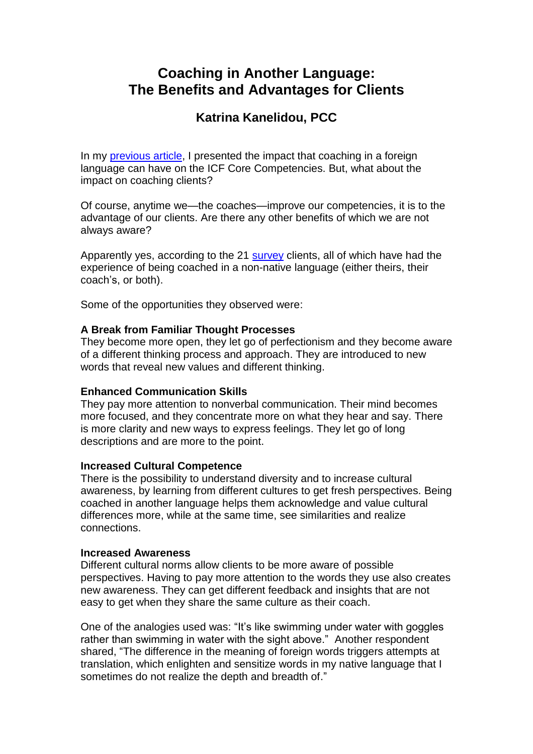# Coaching in Another Language: The Benefits and Advantages for Clients

## Katrina Kanelidou, PCC

In my previous article, I presented the impact that coaching in a foreign language can have on the ICF Core Competencies. But, what about the impact on coaching clients?

Of course, anytime we—the coaches—improve our competencies, it is to the advantage of our clients. Are there any other benefits of which we are not always aware?

Apparently yes, according to the 21 survey clients, all of which have had the experience of being coached in a non-native language (either theirs, their coach's, or both).

Some of the opportunities they observed were:

**A Break from Familiar Thought Processes**
They become more open, they let go of perfectionism and they become aware of a different thinking process and approach. They are introduced to new words that reveal new values and different thinking.

**Enhanced Communication Skills**
They pay more attention to nonverbal communication. Their mind becomes more focused, and they concentrate more on what they hear and say. There is more clarity and new ways to express feelings. They let go of long descriptions and are more to the point.

**Increased Cultural Competence**
There is the possibility to understand diversity and to increase cultural awareness, by learning from different cultures to get fresh perspectives. Being coached in another language helps them acknowledge and value cultural differences more, while at the same time, see similarities and realize connections.

**Increased Awareness**
Different cultural norms allow clients to be more aware of possible perspectives. Having to pay more attention to the words they use also creates new awareness. They can get different feedback and insights that are not easy to get when they share the same culture as their coach.

One of the analogies used was: "It's like swimming under water with goggles rather than swimming in water with the sight above." Another respondent shared, "The difference in the meaning of foreign words triggers attempts at translation, which enlighten and sensitize words in my native language that I sometimes do not realize the depth and breadth of."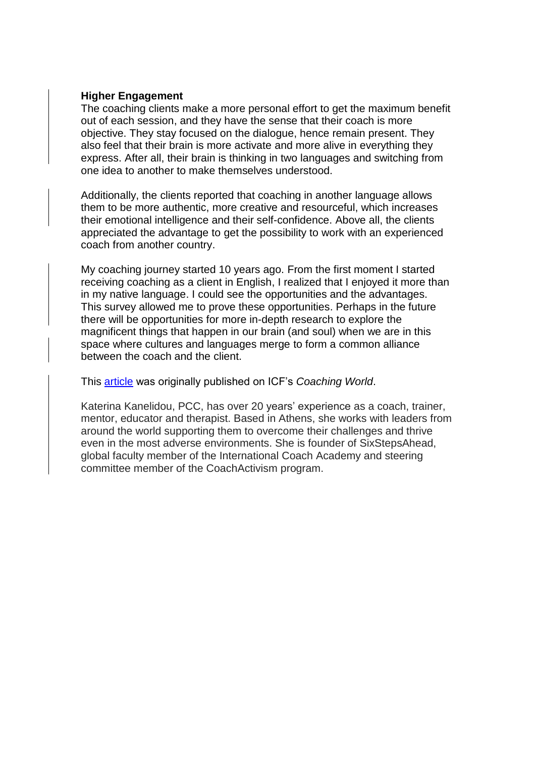**Higher Engagement**

The coaching clients make a more personal effort to get the maximum benefit out of each session, and they have the sense that their coach is more objective. They stay focused on the dialogue, hence remain present. They also feel that their brain is more activate and more alive in everything they express. After all, their brain is thinking in two languages and switching from one idea to another to make themselves understood.

Additionally, the clients reported that coaching in another language allows them to be more authentic, more creative and resourceful, which increases their emotional intelligence and their self-confidence. Above all, the clients appreciated the advantage to get the possibility to work with an experienced coach from another country.

My coaching journey started 10 years ago. From the first moment I started receiving coaching as a client in English, I realized that I enjoyed it more than in my native language. I could see the opportunities and the advantages. This survey allowed me to prove these opportunities. Perhaps in the future there will be opportunities for more in-depth research to explore the magnificent things that happen in our brain (and soul) when we are in this space where cultures and languages merge to form a common alliance between the coach and the client.

This article was originally published on ICF's *Coaching World*.

Katerina Kanelidou, PCC, has over 20 years' experience as a coach, trainer, mentor, educator and therapist. Based in Athens, she works with leaders from around the world supporting them to overcome their challenges and thrive even in the most adverse environments. She is founder of SixStepsAhead, global faculty member of the International Coach Academy and steering committee member of the CoachActivism program.